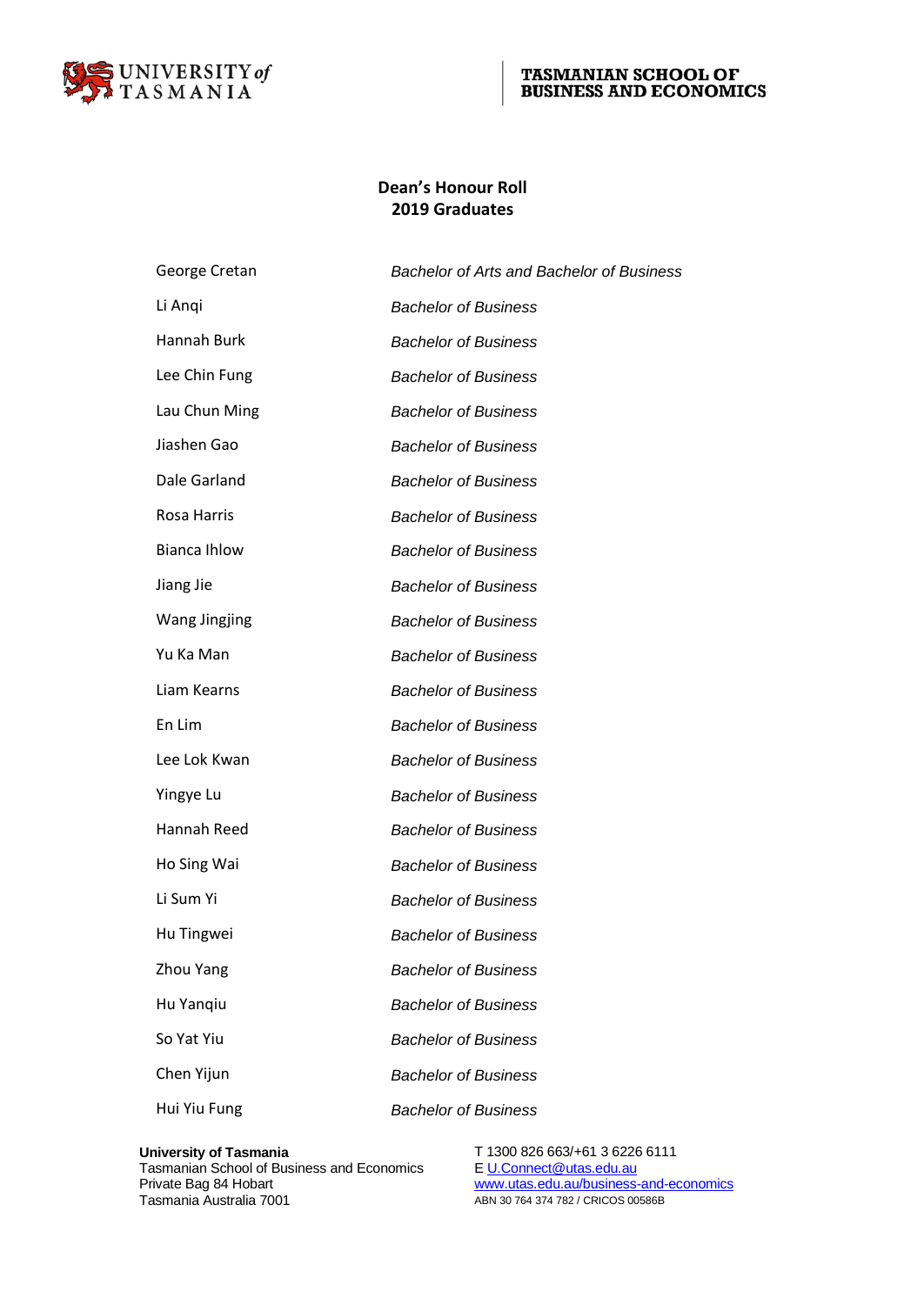UNIVERSITY of TASMANIA

TASMANIAN SCHOOL OF BUSINESS AND ECONOMICS

## Dean's Honour Roll
## 2019 Graduates

| | |
|---|---|
| George Cretan | *Bachelor of Arts and Bachelor of Business* |
| Li Anqi | *Bachelor of Business* |
| Hannah Burk | *Bachelor of Business* |
| Lee Chin Fung | *Bachelor of Business* |
| Lau Chun Ming | *Bachelor of Business* |
| Jiashen Gao | *Bachelor of Business* |
| Dale Garland | *Bachelor of Business* |
| Rosa Harris | *Bachelor of Business* |
| Bianca Ihlow | *Bachelor of Business* |
| Jiang Jie | *Bachelor of Business* |
| Wang Jingjing | *Bachelor of Business* |
| Yu Ka Man | *Bachelor of Business* |
| Liam Kearns | *Bachelor of Business* |
| En Lim | *Bachelor of Business* |
| Lee Lok Kwan | *Bachelor of Business* |
| Yingye Lu | *Bachelor of Business* |
| Hannah Reed | *Bachelor of Business* |
| Ho Sing Wai | *Bachelor of Business* |
| Li Sum Yi | *Bachelor of Business* |
| Hu Tingwei | *Bachelor of Business* |
| Zhou Yang | *Bachelor of Business* |
| Hu Yanqiu | *Bachelor of Business* |
| So Yat Yiu | *Bachelor of Business* |
| Chen Yijun | *Bachelor of Business* |
| Hui Yiu Fung | *Bachelor of Business* |

**University of Tasmania**
Tasmanian School of Business and Economics
Private Bag 84 Hobart
Tasmania Australia 7001

T 1300 826 663/+61 3 6226 6111
E U.Connect@utas.edu.au
www.utas.edu.au/business-and-economics
ABN 30 764 374 782 / CRICOS 00586B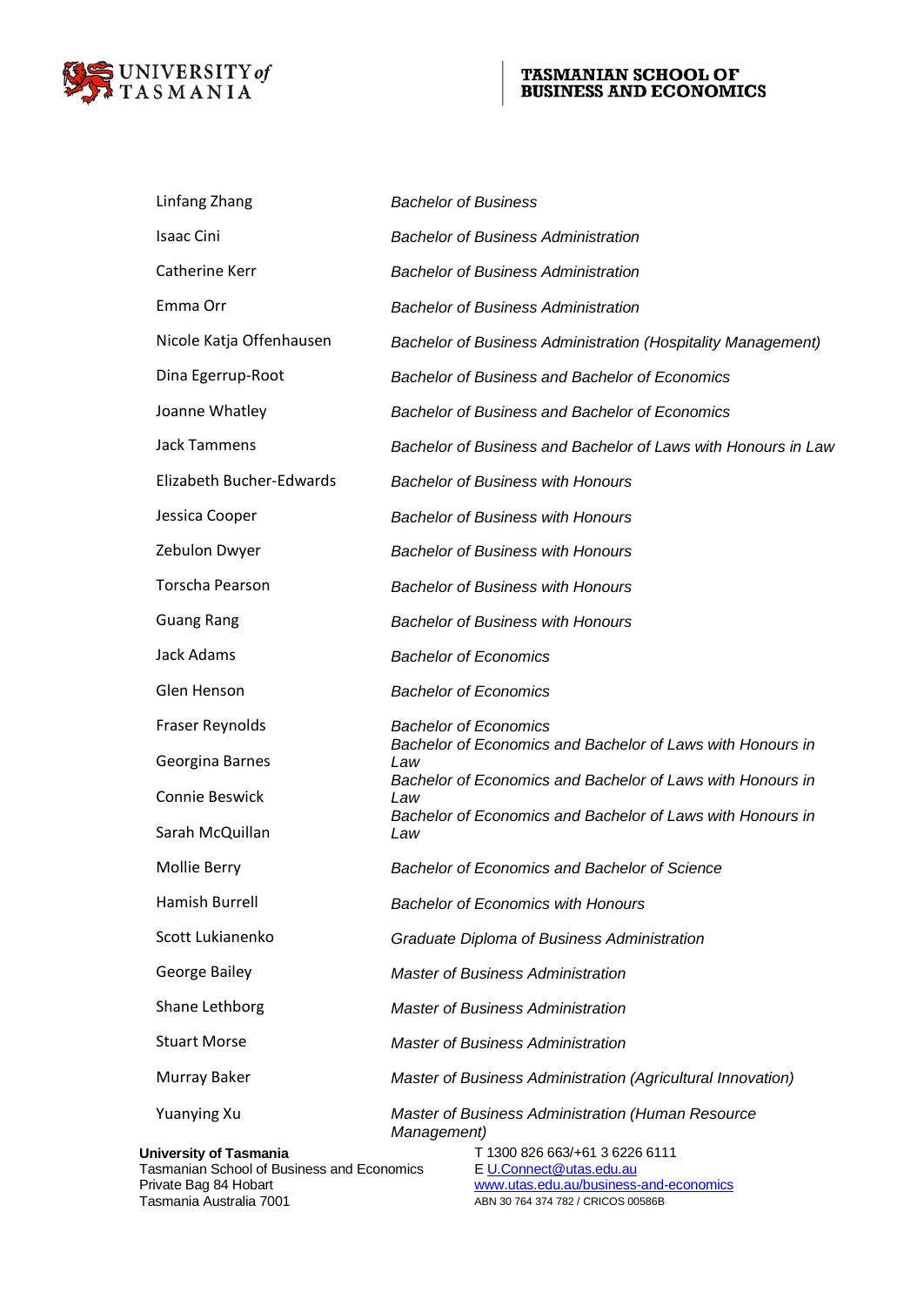| | |
|---|---|
| Linfang Zhang | *Bachelor of Business* |
| Isaac Cini | *Bachelor of Business Administration* |
| Catherine Kerr | *Bachelor of Business Administration* |
| Emma Orr | *Bachelor of Business Administration* |
| Nicole Katja Offenhausen | *Bachelor of Business Administration (Hospitality Management)* |
| Dina Egerrup-Root | *Bachelor of Business and Bachelor of Economics* |
| Joanne Whatley | *Bachelor of Business and Bachelor of Economics* |
| Jack Tammens | *Bachelor of Business and Bachelor of Laws with Honours in Law* |
| Elizabeth Bucher-Edwards | *Bachelor of Business with Honours* |
| Jessica Cooper | *Bachelor of Business with Honours* |
| Zebulon Dwyer | *Bachelor of Business with Honours* |
| Torscha Pearson | *Bachelor of Business with Honours* |
| Guang Rang | *Bachelor of Business with Honours* |
| Jack Adams | *Bachelor of Economics* |
| Glen Henson | *Bachelor of Economics* |
| Fraser Reynolds | *Bachelor of Economics* |
| Georgina Barnes | *Bachelor of Economics and Bachelor of Laws with Honours in Law* |
| Connie Beswick | *Bachelor of Economics and Bachelor of Laws with Honours in Law* |
| Sarah McQuillan | *Bachelor of Economics and Bachelor of Laws with Honours in Law* |
| Mollie Berry | *Bachelor of Economics and Bachelor of Science* |
| Hamish Burrell | *Bachelor of Economics with Honours* |
| Scott Lukianenko | *Graduate Diploma of Business Administration* |
| George Bailey | *Master of Business Administration* |
| Shane Lethborg | *Master of Business Administration* |
| Stuart Morse | *Master of Business Administration* |
| Murray Baker | *Master of Business Administration (Agricultural Innovation)* |
| Yuanying Xu | *Master of Business Administration (Human Resource Management)* |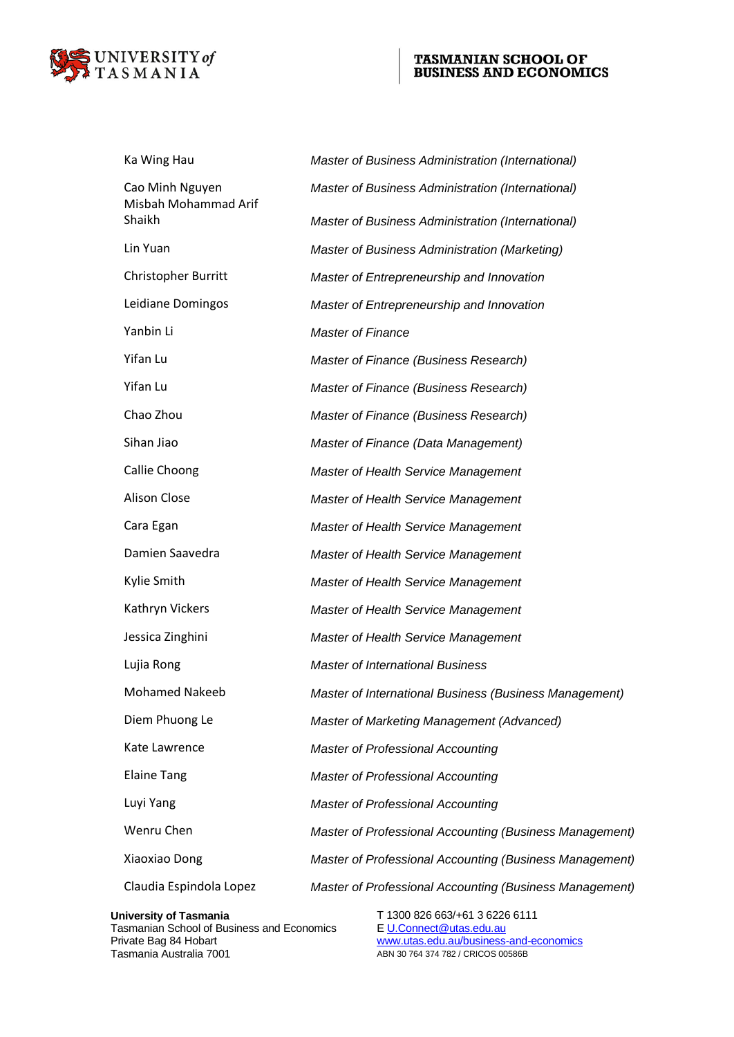| | |
|---|---|
| Ka Wing Hau | *Master of Business Administration (International)* |
| Cao Minh Nguyen | *Master of Business Administration (International)* |
| Misbah Mohammad Arif Shaikh | *Master of Business Administration (International)* |
| Lin Yuan | *Master of Business Administration (Marketing)* |
| Christopher Burritt | *Master of Entrepreneurship and Innovation* |
| Leidiane Domingos | *Master of Entrepreneurship and Innovation* |
| Yanbin Li | *Master of Finance* |
| Yifan Lu | *Master of Finance (Business Research)* |
| Yifan Lu | *Master of Finance (Business Research)* |
| Chao Zhou | *Master of Finance (Business Research)* |
| Sihan Jiao | *Master of Finance (Data Management)* |
| Callie Choong | *Master of Health Service Management* |
| Alison Close | *Master of Health Service Management* |
| Cara Egan | *Master of Health Service Management* |
| Damien Saavedra | *Master of Health Service Management* |
| Kylie Smith | *Master of Health Service Management* |
| Kathryn Vickers | *Master of Health Service Management* |
| Jessica Zinghini | *Master of Health Service Management* |
| Lujia Rong | *Master of International Business* |
| Mohamed Nakeeb | *Master of International Business (Business Management)* |
| Diem Phuong Le | *Master of Marketing Management (Advanced)* |
| Kate Lawrence | *Master of Professional Accounting* |
| Elaine Tang | *Master of Professional Accounting* |
| Luyi Yang | *Master of Professional Accounting* |
| Wenru Chen | *Master of Professional Accounting (Business Management)* |
| Xiaoxiao Dong | *Master of Professional Accounting (Business Management)* |
| Claudia Espindola Lopez | *Master of Professional Accounting (Business Management)* |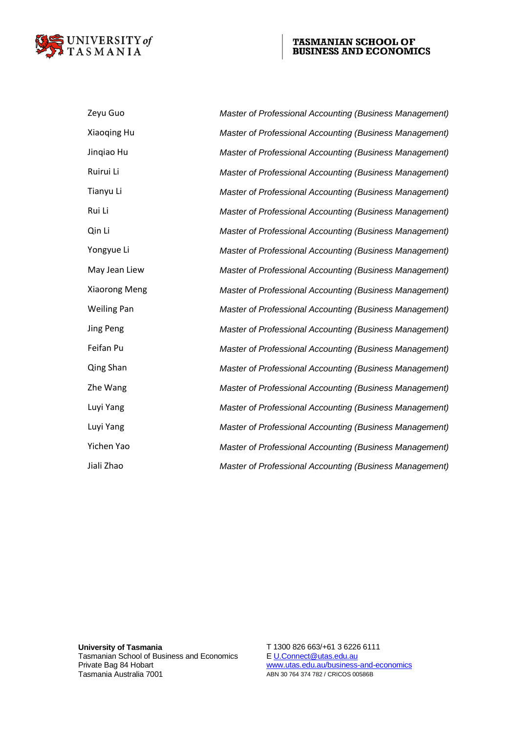| | |
|---|---|
| Zeyu Guo | *Master of Professional Accounting (Business Management)* |
| Xiaoqing Hu | *Master of Professional Accounting (Business Management)* |
| Jinqiao Hu | *Master of Professional Accounting (Business Management)* |
| Ruirui Li | *Master of Professional Accounting (Business Management)* |
| Tianyu Li | *Master of Professional Accounting (Business Management)* |
| Rui Li | *Master of Professional Accounting (Business Management)* |
| Qin Li | *Master of Professional Accounting (Business Management)* |
| Yongyue Li | *Master of Professional Accounting (Business Management)* |
| May Jean Liew | *Master of Professional Accounting (Business Management)* |
| Xiaorong Meng | *Master of Professional Accounting (Business Management)* |
| Weiling Pan | *Master of Professional Accounting (Business Management)* |
| Jing Peng | *Master of Professional Accounting (Business Management)* |
| Feifan Pu | *Master of Professional Accounting (Business Management)* |
| Qing Shan | *Master of Professional Accounting (Business Management)* |
| Zhe Wang | *Master of Professional Accounting (Business Management)* |
| Luyi Yang | *Master of Professional Accounting (Business Management)* |
| Luyi Yang | *Master of Professional Accounting (Business Management)* |
| Yichen Yao | *Master of Professional Accounting (Business Management)* |
| Jiali Zhao | *Master of Professional Accounting (Business Management)* |